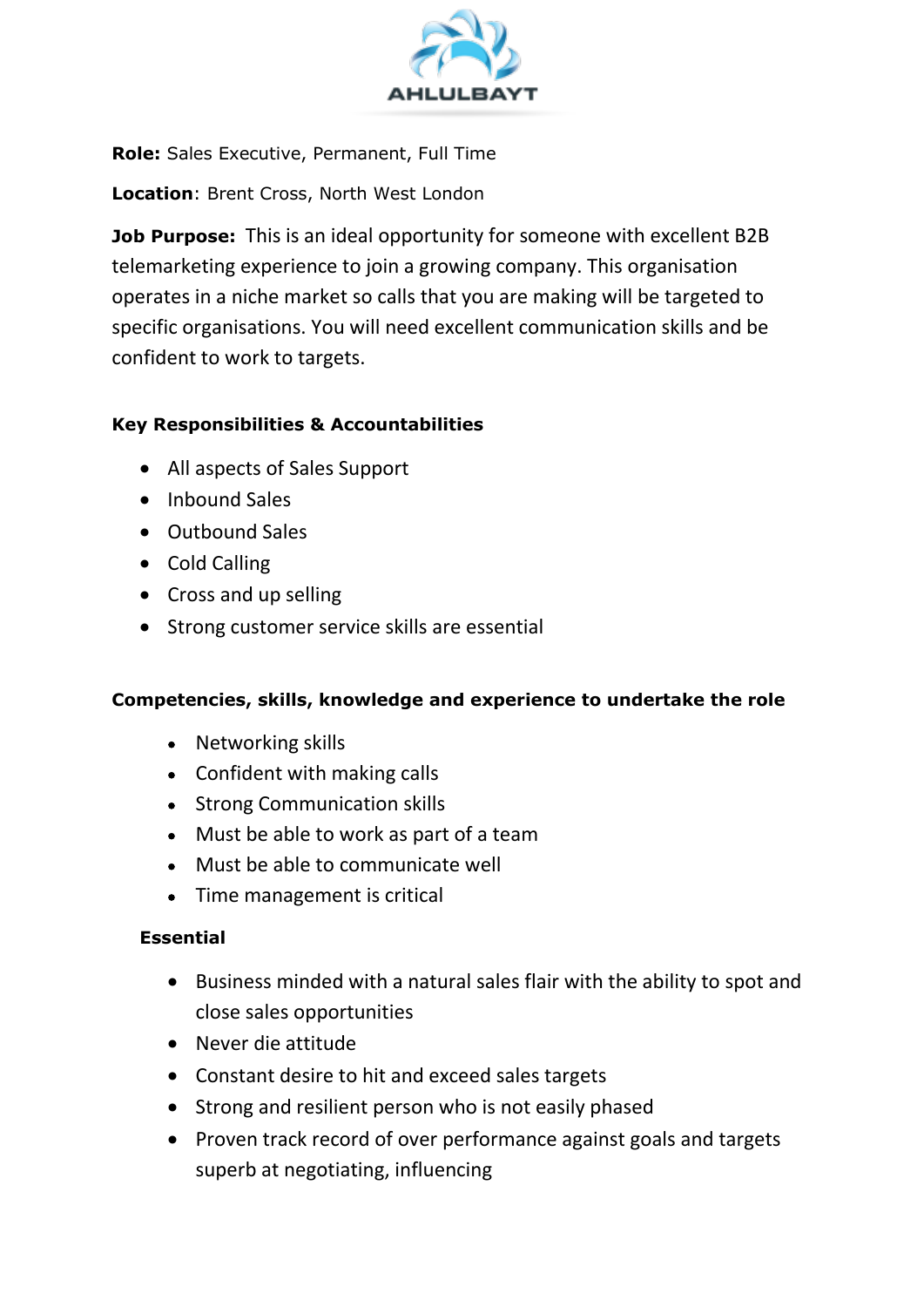AHLULBAYT

**Role:** Sales Executive, Permanent, Full Time

**Location**: Brent Cross, North West London

**Job Purpose:** This is an ideal opportunity for someone with excellent B2B telemarketing experience to join a growing company. This organisation operates in a niche market so calls that you are making will be targeted to specific organisations. You will need excellent communication skills and be confident to work to targets.

**Key Responsibilities & Accountabilities**

- All aspects of Sales Support
- Inbound Sales
- Outbound Sales
- Cold Calling
- Cross and up selling
- Strong customer service skills are essential

**Competencies, skills, knowledge and experience to undertake the role**

- Networking skills
- Confident with making calls
- Strong Communication skills
- Must be able to work as part of a team
- Must be able to communicate well
- Time management is critical

**Essential**

- Business minded with a natural sales flair with the ability to spot and close sales opportunities
- Never die attitude
- Constant desire to hit and exceed sales targets
- Strong and resilient person who is not easily phased
- Proven track record of over performance against goals and targets superb at negotiating, influencing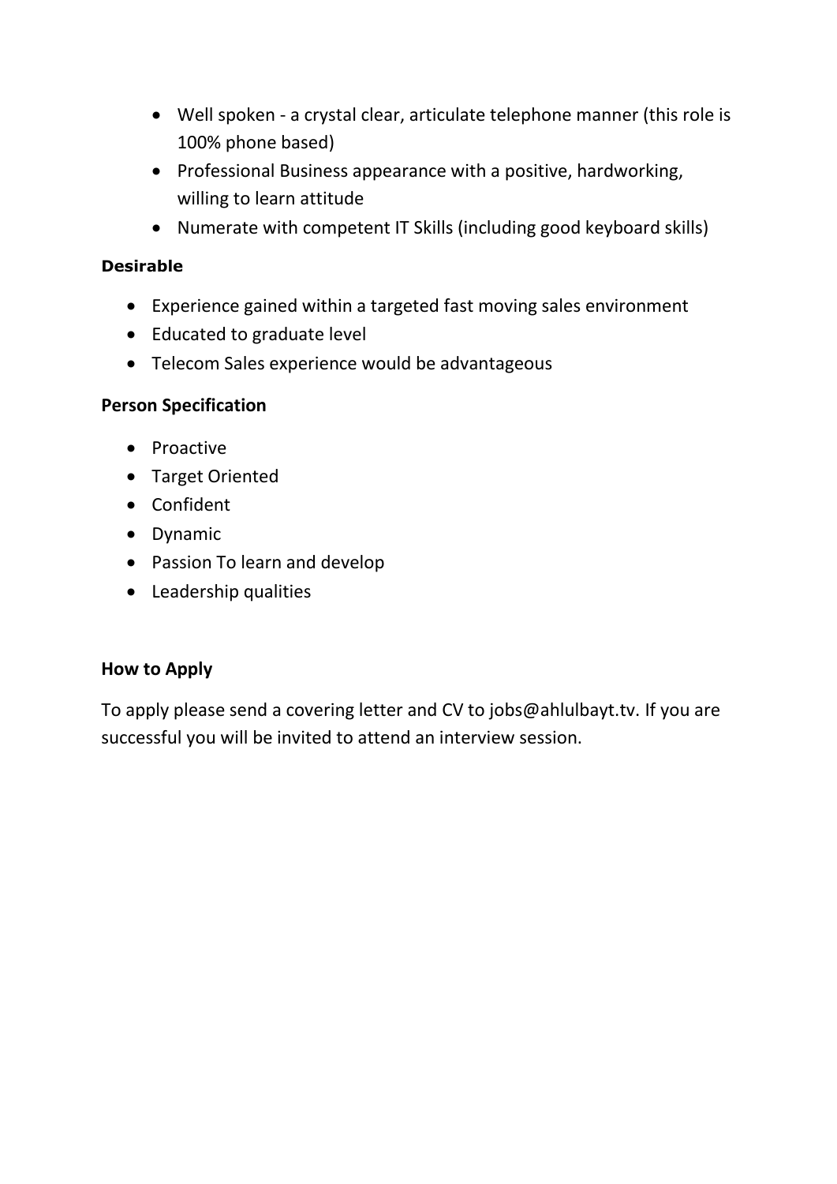- Well spoken - a crystal clear, articulate telephone manner (this role is 100% phone based)
- Professional Business appearance with a positive, hardworking, willing to learn attitude
- Numerate with competent IT Skills (including good keyboard skills)

**Desirable**

- Experience gained within a targeted fast moving sales environment
- Educated to graduate level
- Telecom Sales experience would be advantageous

**Person Specification**

- Proactive
- Target Oriented
- Confident
- Dynamic
- Passion To learn and develop
- Leadership qualities

**How to Apply**

To apply please send a covering letter and CV to jobs@ahlulbayt.tv. If you are successful you will be invited to attend an interview session.